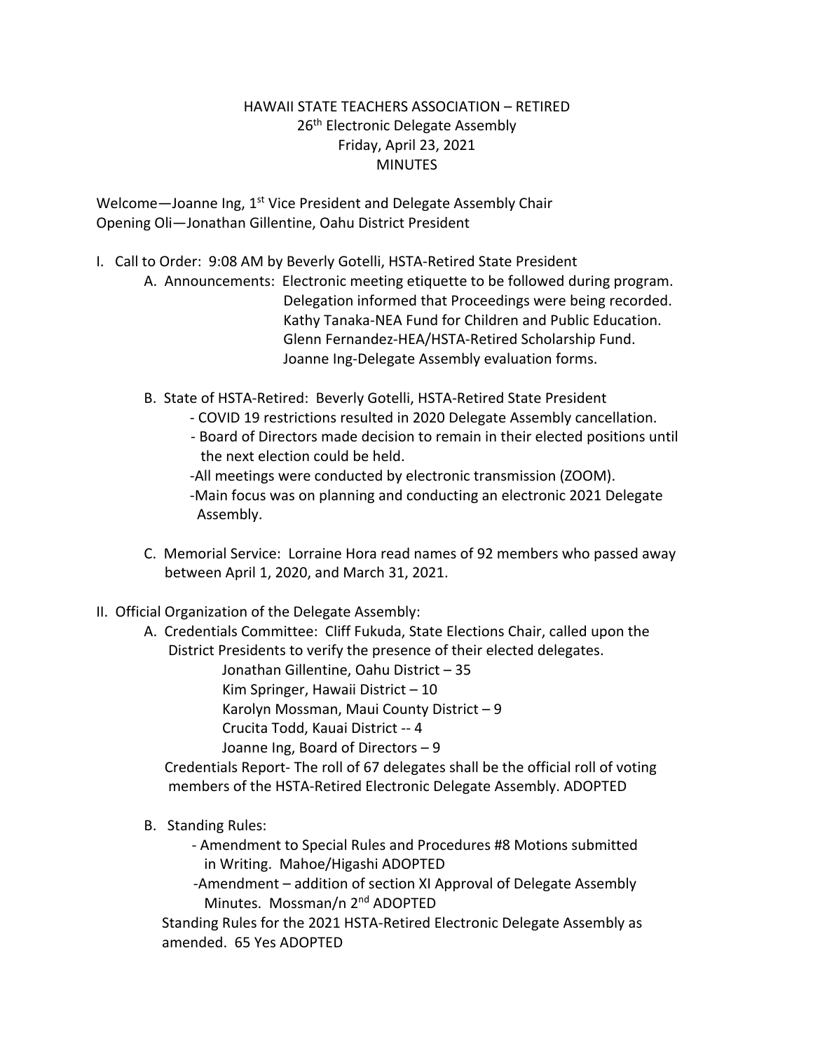# HAWAII STATE TEACHERS ASSOCIATION – RETIRED
## 26th Electronic Delegate Assembly
## Friday, April 23, 2021
## MINUTES

Welcome—Joanne Ing, 1st Vice President and Delegate Assembly Chair
Opening Oli—Jonathan Gillentine, Oahu District President

I. Call to Order: 9:08 AM by Beverly Gotelli, HSTA-Retired State President

   A. Announcements: Electronic meeting etiquette to be followed during program.
      Delegation informed that Proceedings were being recorded.
      Kathy Tanaka-NEA Fund for Children and Public Education.
      Glenn Fernandez-HEA/HSTA-Retired Scholarship Fund.
      Joanne Ing-Delegate Assembly evaluation forms.

   B. State of HSTA-Retired: Beverly Gotelli, HSTA-Retired State President
      - COVID 19 restrictions resulted in 2020 Delegate Assembly cancellation.
      - Board of Directors made decision to remain in their elected positions until the next election could be held.
      -All meetings were conducted by electronic transmission (ZOOM).
      -Main focus was on planning and conducting an electronic 2021 Delegate Assembly.

   C. Memorial Service: Lorraine Hora read names of 92 members who passed away between April 1, 2020, and March 31, 2021.

II. Official Organization of the Delegate Assembly:

   A. Credentials Committee: Cliff Fukuda, State Elections Chair, called upon the District Presidents to verify the presence of their elected delegates.
      Jonathan Gillentine, Oahu District – 35
      Kim Springer, Hawaii District – 10
      Karolyn Mossman, Maui County District – 9
      Crucita Todd, Kauai District -- 4
      Joanne Ing, Board of Directors – 9

      Credentials Report- The roll of 67 delegates shall be the official roll of voting members of the HSTA-Retired Electronic Delegate Assembly. ADOPTED

   B. Standing Rules:
      - Amendment to Special Rules and Procedures #8 Motions submitted in Writing. Mahoe/Higashi ADOPTED
      -Amendment – addition of section XI Approval of Delegate Assembly Minutes. Mossman/n 2nd ADOPTED

      Standing Rules for the 2021 HSTA-Retired Electronic Delegate Assembly as amended. 65 Yes ADOPTED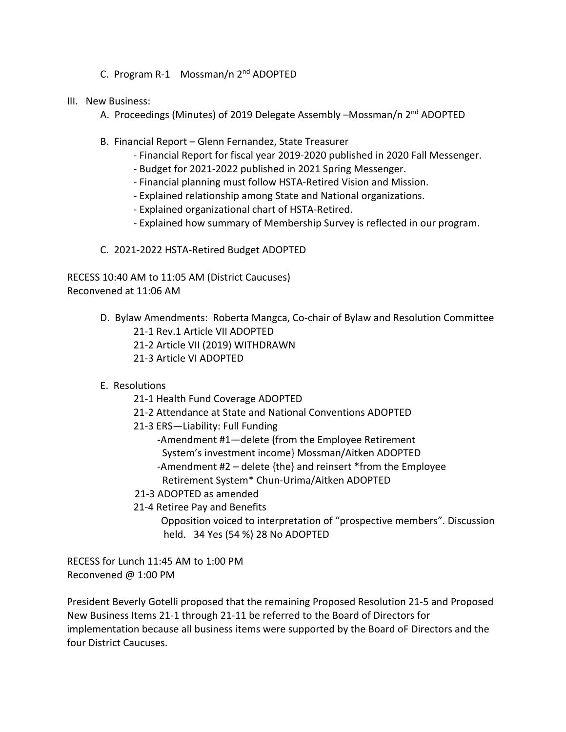C. Program R-1 Mossman/n 2nd ADOPTED

III. New Business:

A. Proceedings (Minutes) of 2019 Delegate Assembly –Mossman/n 2nd ADOPTED

B. Financial Report – Glenn Fernandez, State Treasurer

- Financial Report for fiscal year 2019-2020 published in 2020 Fall Messenger.
- Budget for 2021-2022 published in 2021 Spring Messenger.
- Financial planning must follow HSTA-Retired Vision and Mission.
- Explained relationship among State and National organizations.
- Explained organizational chart of HSTA-Retired.
- Explained how summary of Membership Survey is reflected in our program.

C. 2021-2022 HSTA-Retired Budget ADOPTED

RECESS 10:40 AM to 11:05 AM (District Caucuses)
Reconvened at 11:06 AM

D. Bylaw Amendments: Roberta Mangca, Co-chair of Bylaw and Resolution Committee

21-1 Rev.1 Article VII ADOPTED
21-2 Article VII (2019) WITHDRAWN
21-3 Article VI ADOPTED

E. Resolutions

21-1 Health Fund Coverage ADOPTED
21-2 Attendance at State and National Conventions ADOPTED
21-3 ERS—Liability: Full Funding

-Amendment #1—delete {from the Employee Retirement System's investment income} Mossman/Aitken ADOPTED
-Amendment #2 – delete {the} and reinsert *from the Employee Retirement System* Chun-Urima/Aitken ADOPTED

21-3 ADOPTED as amended
21-4 Retiree Pay and Benefits

Opposition voiced to interpretation of "prospective members". Discussion held. 34 Yes (54 %) 28 No ADOPTED

RECESS for Lunch 11:45 AM to 1:00 PM
Reconvened @ 1:00 PM

President Beverly Gotelli proposed that the remaining Proposed Resolution 21-5 and Proposed New Business Items 21-1 through 21-11 be referred to the Board of Directors for implementation because all business items were supported by the Board oF Directors and the four District Caucuses.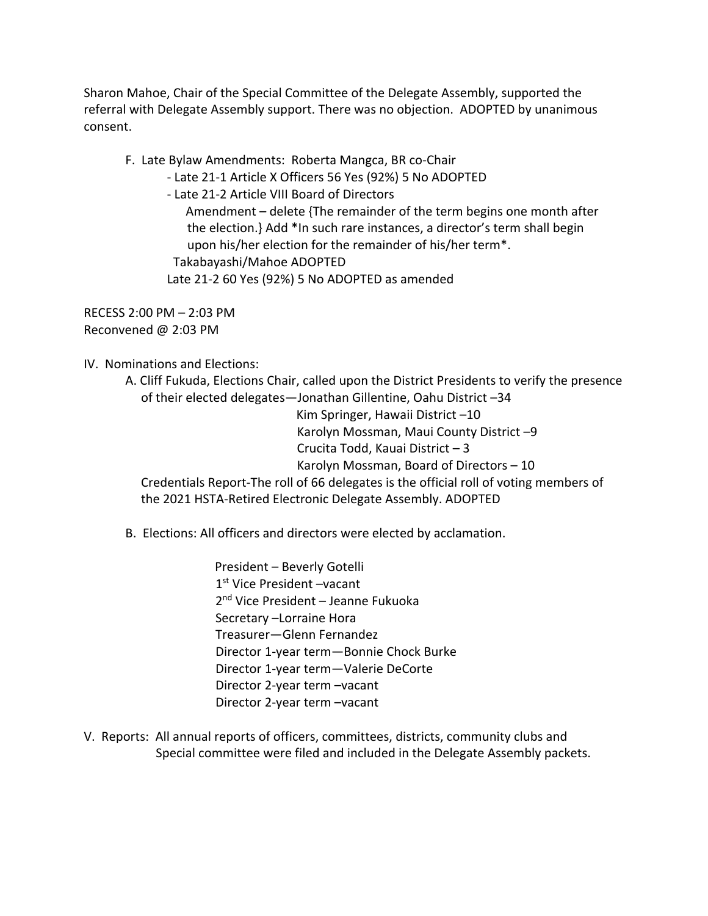Sharon Mahoe, Chair of the Special Committee of the Delegate Assembly, supported the referral with Delegate Assembly support. There was no objection. ADOPTED by unanimous consent.

F. Late Bylaw Amendments: Roberta Mangca, BR co-Chair
   - Late 21-1 Article X Officers 56 Yes (92%) 5 No ADOPTED
   - Late 21-2 Article VIII Board of Directors
     Amendment – delete {The remainder of the term begins one month after the election.} Add *In such rare instances, a director's term shall begin upon his/her election for the remainder of his/her term*.
     Takabayashi/Mahoe ADOPTED
   Late 21-2 60 Yes (92%) 5 No ADOPTED as amended

RECESS 2:00 PM – 2:03 PM
Reconvened @ 2:03 PM

IV. Nominations and Elections:

A. Cliff Fukuda, Elections Chair, called upon the District Presidents to verify the presence of their elected delegates—Jonathan Gillentine, Oahu District –34
   Kim Springer, Hawaii District –10
   Karolyn Mossman, Maui County District –9
   Crucita Todd, Kauai District – 3
   Karolyn Mossman, Board of Directors – 10

   Credentials Report-The roll of 66 delegates is the official roll of voting members of the 2021 HSTA-Retired Electronic Delegate Assembly. ADOPTED

B. Elections: All officers and directors were elected by acclamation.

   President – Beverly Gotelli
   1st Vice President –vacant
   2nd Vice President – Jeanne Fukuoka
   Secretary –Lorraine Hora
   Treasurer—Glenn Fernandez
   Director 1-year term—Bonnie Chock Burke
   Director 1-year term—Valerie DeCorte
   Director 2-year term –vacant
   Director 2-year term –vacant

V. Reports: All annual reports of officers, committees, districts, community clubs and Special committee were filed and included in the Delegate Assembly packets.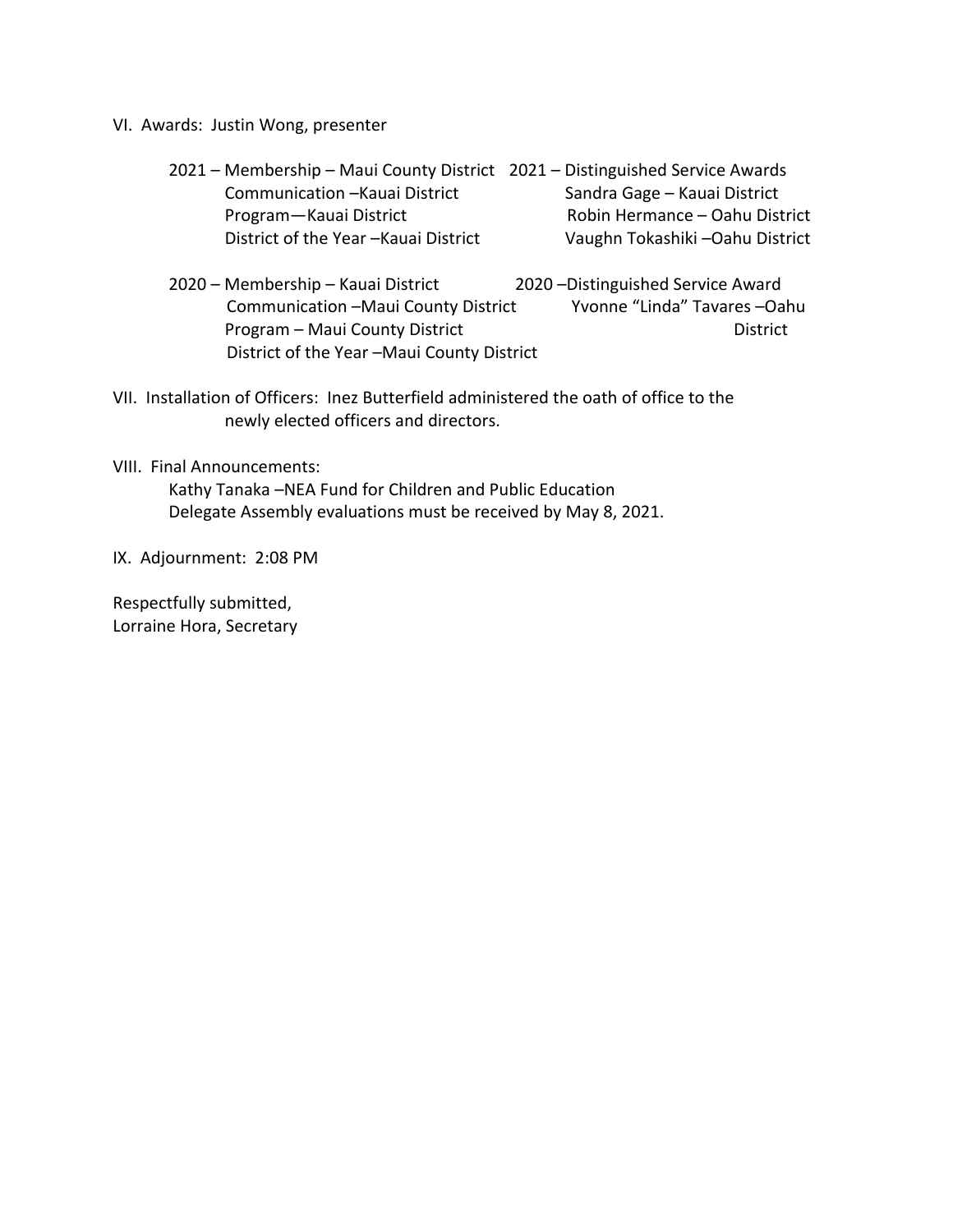VI. Awards: Justin Wong, presenter

2021 – Membership – Maui County District
Communication –Kauai District
Program—Kauai District
District of the Year –Kauai District

2021 – Distinguished Service Awards
Sandra Gage – Kauai District
Robin Hermance – Oahu District
Vaughn Tokashiki –Oahu District

2020 – Membership – Kauai District
Communication –Maui County District
Program – Maui County District
District of the Year –Maui County District

2020 –Distinguished Service Award
Yvonne “Linda” Tavares –Oahu District

VII. Installation of Officers: Inez Butterfield administered the oath of office to the newly elected officers and directors.

VIII. Final Announcements:
Kathy Tanaka –NEA Fund for Children and Public Education
Delegate Assembly evaluations must be received by May 8, 2021.

IX. Adjournment: 2:08 PM

Respectfully submitted,
Lorraine Hora, Secretary